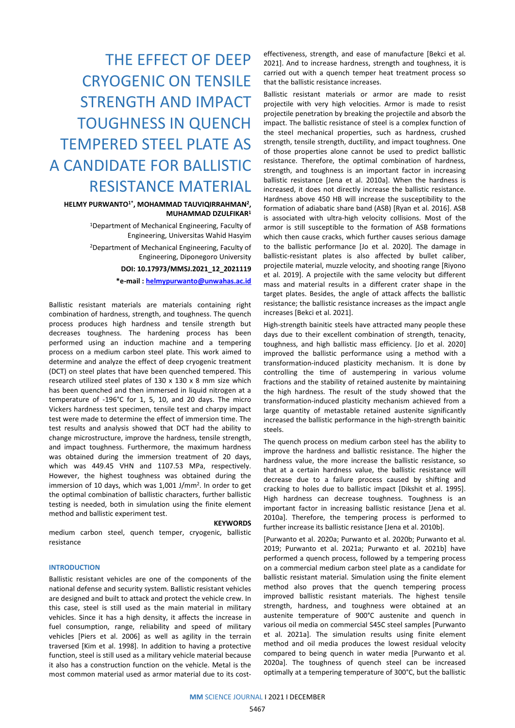# THE EFFECT OF DEEP CRYOGENIC ON TENSILE STRENGTH AND IMPACT TOUGHNESS IN QUENCH TEMPERED STEEL PLATE AS A CANDIDATE FOR BALLISTIC RESISTANCE MATERIAL

**HELMY PURWANTO[1*], MOHAMMAD TAUVIQIRRAHMAN[2], MUHAMMAD DZULFIKAR[1]**

[1]Department of Mechanical Engineering, Faculty of Engineering, Universitas Wahid Hasyim

[2]Department of Mechanical Engineering, Faculty of Engineering, Diponegoro University

**DOI: 10.17973/MMSJ.2021_12_2021119**

**\*e-mail : helmypurwanto@unwahas.ac.id**

Ballistic resistant materials are materials containing right combination of hardness, strength, and toughness. The quench process produces high hardness and tensile strength but decreases toughness. The hardening process has been performed using an induction machine and a tempering process on a medium carbon steel plate. This work aimed to determine and analyze the effect of deep cryogenic treatment (DCT) on steel plates that have been quenched tempered. This research utilized steel plates of 130 x 130 x 8 mm size which has been quenched and then immersed in liquid nitrogen at a temperature of -196°C for 1, 5, 10, and 20 days. The micro Vickers hardness test specimen, tensile test and charpy impact test were made to determine the effect of immersion time. The test results and analysis showed that DCT had the ability to change microstructure, improve the hardness, tensile strength, and impact toughness. Furthermore, the maximum hardness was obtained during the immersion treatment of 20 days, which was 449.45 VHN and 1107.53 MPa, respectively. However, the highest toughness was obtained during the immersion of 10 days, which was 1,001 J/mm$^2$. In order to get the optimal combination of ballistic characters, further ballistic testing is needed, both in simulation using the finite element method and ballistic experiment test.

**KEYWORDS**

medium carbon steel, quench temper, cryogenic, ballistic resistance

## INTRODUCTION

Ballistic resistant vehicles are one of the components of the national defense and security system. Ballistic resistant vehicles are designed and built to attack and protect the vehicle crew. In this case, steel is still used as the main material in military vehicles. Since it has a high density, it affects the increase in fuel consumption, range, reliability and speed of military vehicles [Piers et al. 2006] as well as agility in the terrain traversed [Kim et al. 1998]. In addition to having a protective function, steel is still used as a military vehicle material because it also has a construction function on the vehicle. Metal is the most common material used as armor material due to its cost-effectiveness, strength, and ease of manufacture [Bekci et al. 2021]. And to increase hardness, strength and toughness, it is carried out with a quench temper heat treatment process so that the ballistic resistance increases.

Ballistic resistant materials or armor are made to resist projectile with very high velocities. Armor is made to resist projectile penetration by breaking the projectile and absorb the impact. The ballistic resistance of steel is a complex function of the steel mechanical properties, such as hardness, crushed strength, tensile strength, ductility, and impact toughness. One of those properties alone cannot be used to predict ballistic resistance. Therefore, the optimal combination of hardness, strength, and toughness is an important factor in increasing ballistic resistance [Jena et al. 2010a]. When the hardness is increased, it does not directly increase the ballistic resistance. Hardness above 450 HB will increase the susceptibility to the formation of adiabatic share band (ASB) [Ryan et al. 2016]. ASB is associated with ultra-high velocity collisions. Most of the armor is still susceptible to the formation of ASB formations which then cause cracks, which further causes serious damage to the ballistic performance [Jo et al. 2020]. The damage in ballistic-resistant plates is also affected by bullet caliber, projectile material, muzzle velocity, and shooting range [Riyono et al. 2019]. A projectile with the same velocity but different mass and material results in a different crater shape in the target plates. Besides, the angle of attack affects the ballistic resistance; the ballistic resistance increases as the impact angle increases [Bekci et al. 2021].

High-strength bainitic steels have attracted many people these days due to their excellent combination of strength, tenacity, toughness, and high ballistic mass efficiency. [Jo et al. 2020] improved the ballistic performance using a method with a transformation-induced plasticity mechanism. It is done by controlling the time of austempering in various volume fractions and the stability of retained austenite by maintaining the high hardness. The result of the study showed that the transformation-induced plasticity mechanism achieved from a large quantity of metastable retained austenite significantly increased the ballistic performance in the high-strength bainitic steels.

The quench process on medium carbon steel has the ability to improve the hardness and ballistic resistance. The higher the hardness value, the more increase the ballistic resistance, so that at a certain hardness value, the ballistic resistance will decrease due to a failure process caused by shifting and cracking to holes due to ballistic impact [Dikshit et al. 1995]. High hardness can decrease toughness. Toughness is an important factor in increasing ballistic resistance [Jena et al. 2010a]. Therefore, the tempering process is performed to further increase its ballistic resistance [Jena et al. 2010b].

[Purwanto et al. 2020a; Purwanto et al. 2020b; Purwanto et al. 2019; Purwanto et al. 2021a; Purwanto et al. 2021b] have performed a quench process, followed by a tempering process on a commercial medium carbon steel plate as a candidate for ballistic resistant material. Simulation using the finite element method also proves that the quench tempering process improved ballistic resistant materials. The highest tensile strength, hardness, and toughness were obtained at an austenite temperature of 900°C austenite and quench in various oil media on commercial S45C steel samples [Purwanto et al. 2021a]. The simulation results using finite element method and oil media produces the lowest residual velocity compared to being quench in water media [Purwanto et al. 2020a]. The toughness of quench steel can be increased optimally at a tempering temperature of 300°C, but the ballistic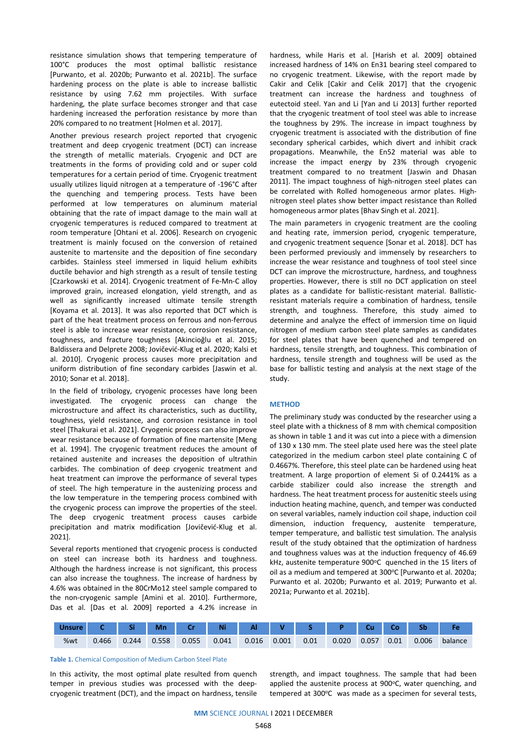resistance simulation shows that tempering temperature of 100°C produces the most optimal ballistic resistance [Purwanto, et al. 2020b; Purwanto et al. 2021b]. The surface hardening process on the plate is able to increase ballistic resistance by using 7.62 mm projectiles. With surface hardening, the plate surface becomes stronger and that case hardening increased the perforation resistance by more than 20% compared to no treatment [Holmen et al. 2017].

Another previous research project reported that cryogenic treatment and deep cryogenic treatment (DCT) can increase the strength of metallic materials. Cryogenic and DCT are treatments in the forms of providing cold and or super cold temperatures for a certain period of time. Cryogenic treatment usually utilizes liquid nitrogen at a temperature of -196°C after the quenching and tempering process. Tests have been performed at low temperatures on aluminum material obtaining that the rate of impact damage to the main wall at cryogenic temperatures is reduced compared to treatment at room temperature [Ohtani et al. 2006]. Research on cryogenic treatment is mainly focused on the conversion of retained austenite to martensite and the deposition of fine secondary carbides. Stainless steel immersed in liquid helium exhibits ductile behavior and high strength as a result of tensile testing [Czarkowski et al. 2014]. Cryogenic treatment of Fe-Mn-C alloy improved grain, increased elongation, yield strength, and as well as significantly increased ultimate tensile strength [Koyama et al. 2013]. It was also reported that DCT which is part of the heat treatment process on ferrous and non-ferrous steel is able to increase wear resistance, corrosion resistance, toughness, and fracture toughness [Akincioğlu et al. 2015; Baldissera and Delprete 2008; Jovičević-Klug et al. 2020; Kalsi et al. 2010]. Cryogenic process causes more precipitation and uniform distribution of fine secondary carbides [Jaswin et al. 2010; Sonar et al. 2018].

In the field of tribology, cryogenic processes have long been investigated. The cryogenic process can change the microstructure and affect its characteristics, such as ductility, toughness, yield resistance, and corrosion resistance in tool steel [Thakurai et al. 2021]. Cryogenic process can also improve wear resistance because of formation of fine martensite [Meng et al. 1994]. The cryogenic treatment reduces the amount of retained austenite and increases the deposition of ultrathin carbides. The combination of deep cryogenic treatment and heat treatment can improve the performance of several types of steel. The high temperature in the austenizing process and the low temperature in the tempering process combined with the cryogenic process can improve the properties of the steel. The deep cryogenic treatment process causes carbide precipitation and matrix modification [Jovičević-Klug et al. 2021].

Several reports mentioned that cryogenic process is conducted on steel can increase both its hardness and toughness. Although the hardness increase is not significant, this process can also increase the toughness. The increase of hardness by 4.6% was obtained in the 80CrMo12 steel sample compared to the non-cryogenic sample [Amini et al. 2010]. Furthermore, Das et al. [Das et al. 2009] reported a 4.2% increase in hardness, while Haris et al. [Harish et al. 2009] obtained increased hardness of 14% on En31 bearing steel compared to no cryogenic treatment. Likewise, with the report made by Cakir and Celik [Cakir and Celik 2017] that the cryogenic treatment can increase the hardness and toughness of eutectoid steel. Yan and Li [Yan and Li 2013] further reported that the cryogenic treatment of tool steel was able to increase the toughness by 29%. The increase in impact toughness by cryogenic treatment is associated with the distribution of fine secondary spherical carbides, which divert and inhibit crack propagations. Meanwhile, the En52 material was able to increase the impact energy by 23% through cryogenic treatment compared to no treatment [Jaswin and Dhasan 2011]. The impact toughness of high-nitrogen steel plates can be correlated with Rolled homogeneous armor plates. High-nitrogen steel plates show better impact resistance than Rolled homogeneous armor plates [Bhav Singh et al. 2021].

The main parameters in cryogenic treatment are the cooling and heating rate, immersion period, cryogenic temperature, and cryogenic treatment sequence [Sonar et al. 2018]. DCT has been performed previously and immensely by researchers to increase the wear resistance and toughness of tool steel since DCT can improve the microstructure, hardness, and toughness properties. However, there is still no DCT application on steel plates as a candidate for ballistic-resistant material. Ballistic-resistant materials require a combination of hardness, tensile strength, and toughness. Therefore, this study aimed to determine and analyze the effect of immersion time on liquid nitrogen of medium carbon steel plate samples as candidates for steel plates that have been quenched and tempered on hardness, tensile strength, and toughness. This combination of hardness, tensile strength and toughness will be used as the base for ballistic testing and analysis at the next stage of the study.

## METHOD

The preliminary study was conducted by the researcher using a steel plate with a thickness of 8 mm with chemical composition as shown in table 1 and it was cut into a piece with a dimension of 130 x 130 mm. The steel plate used here was the steel plate categorized in the medium carbon steel plate containing C of 0.4667%. Therefore, this steel plate can be hardened using heat treatment. A large proportion of element Si of 0.2441% as a carbide stabilizer could also increase the strength and hardness. The heat treatment process for austenitic steels using induction heating machine, quench, and temper was conducted on several variables, namely induction coil shape, induction coil dimension, induction frequency, austenite temperature, temper temperature, and ballistic test simulation. The analysis result of the study obtained that the optimization of hardness and toughness values was at the induction frequency of 46.69 kHz, austenite temperature 900°C quenched in the 15 liters of oil as a medium and tempered at 300°C [Purwanto et al. 2020a; Purwanto et al. 2020b; Purwanto et al. 2019; Purwanto et al. 2021a; Purwanto et al. 2021b].

| Unsure | C | Si | Mn | Cr | Ni | Al | V | S | P | Cu | Co | Sb | Fe |
|---|---|---|---|---|---|---|---|---|---|---|---|---|---|
| %wt | 0.466 | 0.244 | 0.558 | 0.055 | 0.041 | 0.016 | 0.001 | 0.01 | 0.020 | 0.057 | 0.01 | 0.006 | balance |

**Table 1.** Chemical Composition of Medium Carbon Steel Plate

In this activity, the most optimal plate resulted from quench temper in previous studies was processed with the deep-cryogenic treatment (DCT), and the impact on hardness, tensile strength, and impact toughness. The sample that had been applied the austenite process at 900°C, water quenching, and tempered at 300°C was made as a specimen for several tests,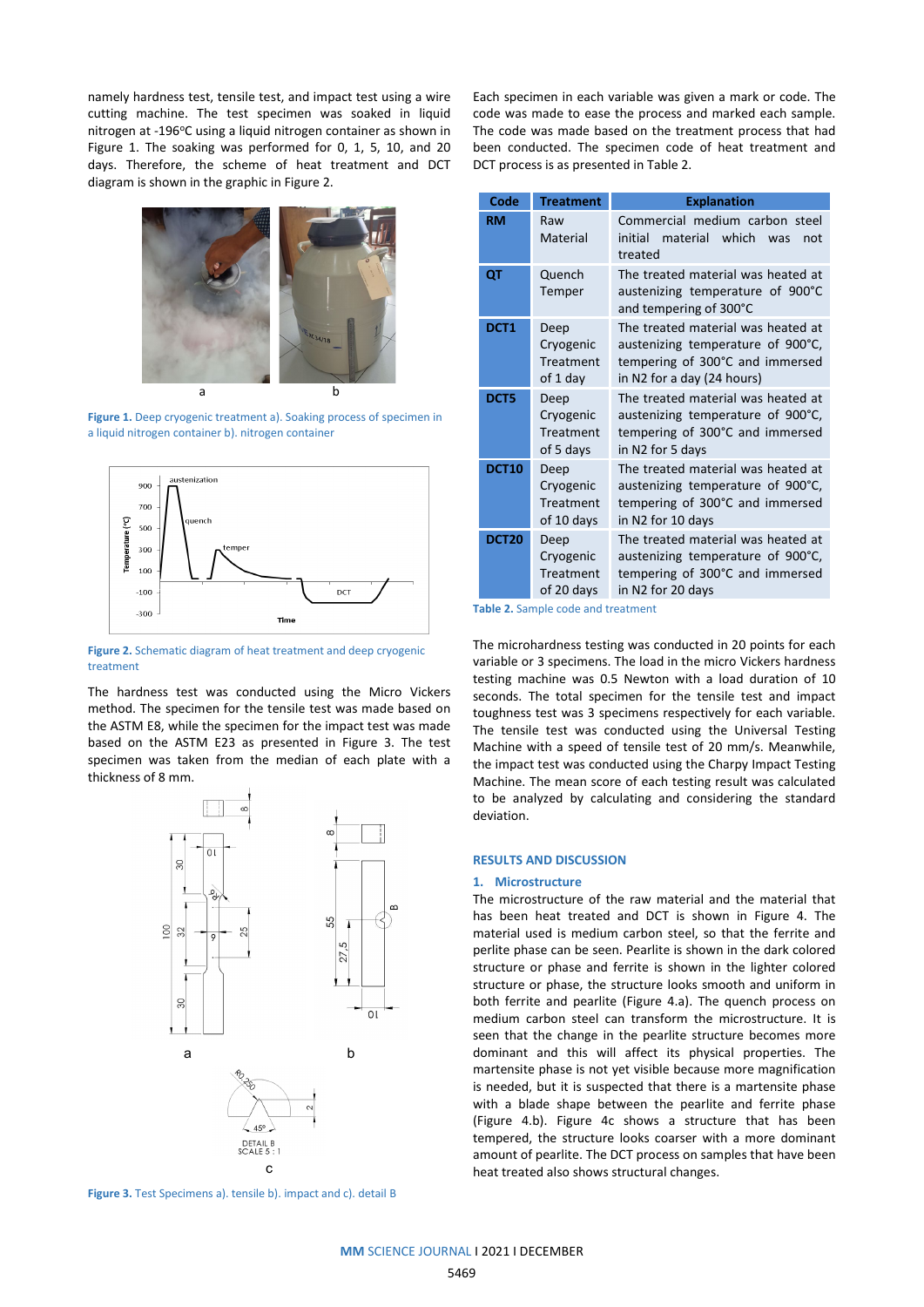namely hardness test, tensile test, and impact test using a wire cutting machine. The test specimen was soaked in liquid nitrogen at -196°C using a liquid nitrogen container as shown in Figure 1. The soaking was performed for 0, 1, 5, 10, and 20 days. Therefore, the scheme of heat treatment and DCT diagram is shown in the graphic in Figure 2.

**Figure 1.** Deep cryogenic treatment a). Soaking process of specimen in a liquid nitrogen container b). nitrogen container

**Figure 2.** Schematic diagram of heat treatment and deep cryogenic treatment

The hardness test was conducted using the Micro Vickers method. The specimen for the tensile test was made based on the ASTM E8, while the specimen for the impact test was made based on the ASTM E23 as presented in Figure 3. The test specimen was taken from the median of each plate with a thickness of 8 mm.

**Figure 3.** Test Specimens a). tensile b). impact and c). detail B

Each specimen in each variable was given a mark or code. The code was made to ease the process and marked each sample. The code was made based on the treatment process that had been conducted. The specimen code of heat treatment and DCT process is as presented in Table 2.

| Code | Treatment | Explanation |
|---|---|---|
| **RM** | Raw Material | Commercial medium carbon steel initial material which was not treated |
| **QT** | Quench Temper | The treated material was heated at austenizing temperature of 900°C and tempering of 300°C |
| **DCT1** | Deep Cryogenic Treatment of 1 day | The treated material was heated at austenizing temperature of 900°C, tempering of 300°C and immersed in N2 for a day (24 hours) |
| **DCT5** | Deep Cryogenic Treatment of 5 days | The treated material was heated at austenizing temperature of 900°C, tempering of 300°C and immersed in N2 for 5 days |
| **DCT10** | Deep Cryogenic Treatment of 10 days | The treated material was heated at austenizing temperature of 900°C, tempering of 300°C and immersed in N2 for 10 days |
| **DCT20** | Deep Cryogenic Treatment of 20 days | The treated material was heated at austenizing temperature of 900°C, tempering of 300°C and immersed in N2 for 20 days |

**Table 2.** Sample code and treatment

The microhardness testing was conducted in 20 points for each variable or 3 specimens. The load in the micro Vickers hardness testing machine was 0.5 Newton with a load duration of 10 seconds. The total specimen for the tensile test and impact toughness test was 3 specimens respectively for each variable. The tensile test was conducted using the Universal Testing Machine with a speed of tensile test of 20 mm/s. Meanwhile, the impact test was conducted using the Charpy Impact Testing Machine. The mean score of each testing result was calculated to be analyzed by calculating and considering the standard deviation.

## RESULTS AND DISCUSSION

### 1. Microstructure

The microstructure of the raw material and the material that has been heat treated and DCT is shown in Figure 4. The material used is medium carbon steel, so that the ferrite and perlite phase can be seen. Pearlite is shown in the dark colored structure or phase and ferrite is shown in the lighter colored structure or phase, the structure looks smooth and uniform in both ferrite and pearlite (Figure 4.a). The quench process on medium carbon steel can transform the microstructure. It is seen that the change in the pearlite structure becomes more dominant and this will affect its physical properties. The martensite phase is not yet visible because more magnification is needed, but it is suspected that there is a martensite phase with a blade shape between the pearlite and ferrite phase (Figure 4.b). Figure 4c shows a structure that has been tempered, the structure looks coarser with a more dominant amount of pearlite. The DCT process on samples that have been heat treated also shows structural changes.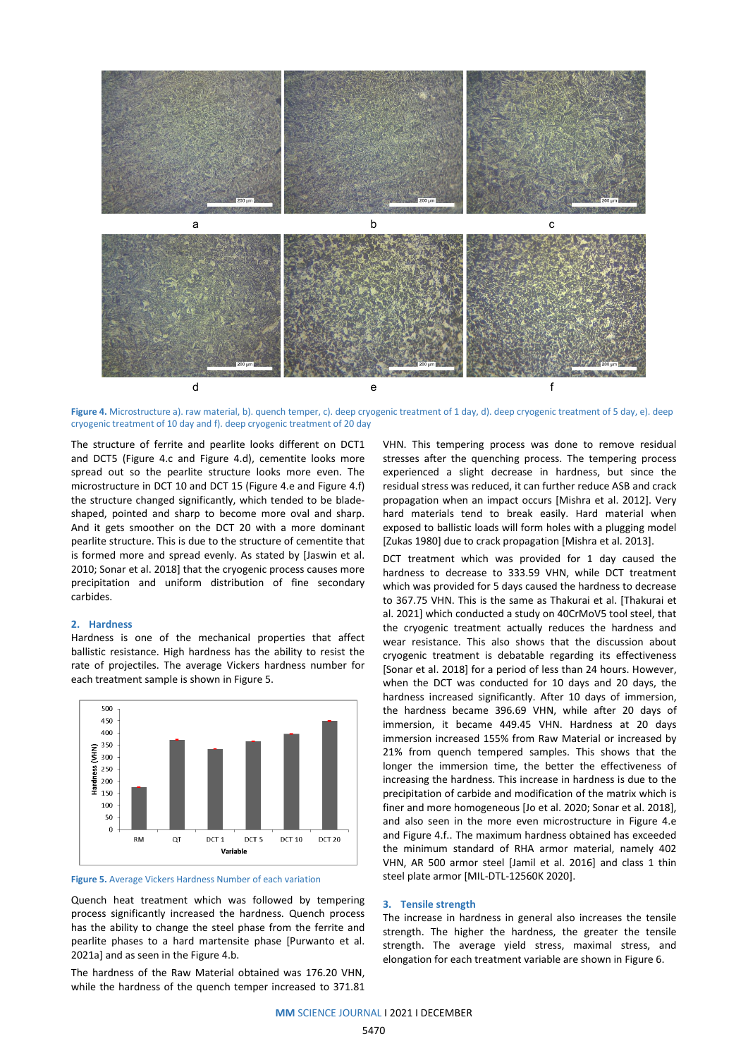Figure 4. Microstructure a). raw material, b). quench temper, c). deep cryogenic treatment of 1 day, d). deep cryogenic treatment of 5 day, e). deep cryogenic treatment of 10 day and f). deep cryogenic treatment of 20 day

The structure of ferrite and pearlite looks different on DCT1 and DCT5 (Figure 4.c and Figure 4.d), cementite looks more spread out so the pearlite structure looks more even. The microstructure in DCT 10 and DCT 15 (Figure 4.e and Figure 4.f) the structure changed significantly, which tended to be blade-shaped, pointed and sharp to become more oval and sharp. And it gets smoother on the DCT 20 with a more dominant pearlite structure. This is due to the structure of cementite that is formed more and spread evenly. As stated by [Jaswin et al. 2010; Sonar et al. 2018] that the cryogenic process causes more precipitation and uniform distribution of fine secondary carbides.

## 2. Hardness

Hardness is one of the mechanical properties that affect ballistic resistance. High hardness has the ability to resist the rate of projectiles. The average Vickers hardness number for each treatment sample is shown in Figure 5.

Figure 5. Average Vickers Hardness Number of each variation

Quench heat treatment which was followed by tempering process significantly increased the hardness. Quench process has the ability to change the steel phase from the ferrite and pearlite phases to a hard martensite phase [Purwanto et al. 2021a] and as seen in the Figure 4.b.

The hardness of the Raw Material obtained was 176.20 VHN, while the hardness of the quench temper increased to 371.81 VHN. This tempering process was done to remove residual stresses after the quenching process. The tempering process experienced a slight decrease in hardness, but since the residual stress was reduced, it can further reduce ASB and crack propagation when an impact occurs [Mishra et al. 2012]. Very hard materials tend to break easily. Hard material when exposed to ballistic loads will form holes with a plugging model [Zukas 1980] due to crack propagation [Mishra et al. 2013].

DCT treatment which was provided for 1 day caused the hardness to decrease to 333.59 VHN, while DCT treatment which was provided for 5 days caused the hardness to decrease to 367.75 VHN. This is the same as Thakurai et al. [Thakurai et al. 2021] which conducted a study on 40CrMoV5 tool steel, that the cryogenic treatment actually reduces the hardness and wear resistance. This also shows that the discussion about cryogenic treatment is debatable regarding its effectiveness [Sonar et al. 2018] for a period of less than 24 hours. However, when the DCT was conducted for 10 days and 20 days, the hardness increased significantly. After 10 days of immersion, the hardness became 396.69 VHN, while after 20 days of immersion, it became 449.45 VHN. Hardness at 20 days immersion increased 155% from Raw Material or increased by 21% from quench tempered samples. This shows that the longer the immersion time, the better the effectiveness of increasing the hardness. This increase in hardness is due to the precipitation of carbide and modification of the matrix which is finer and more homogeneous [Jo et al. 2020; Sonar et al. 2018], and also seen in the more even microstructure in Figure 4.e and Figure 4.f.. The maximum hardness obtained has exceeded the minimum standard of RHA armor material, namely 402 VHN, AR 500 armor steel [Jamil et al. 2016] and class 1 thin steel plate armor [MIL-DTL-12560K 2020].

## 3. Tensile strength

The increase in hardness in general also increases the tensile strength. The higher the hardness, the greater the tensile strength. The average yield stress, maximal stress, and elongation for each treatment variable are shown in Figure 6.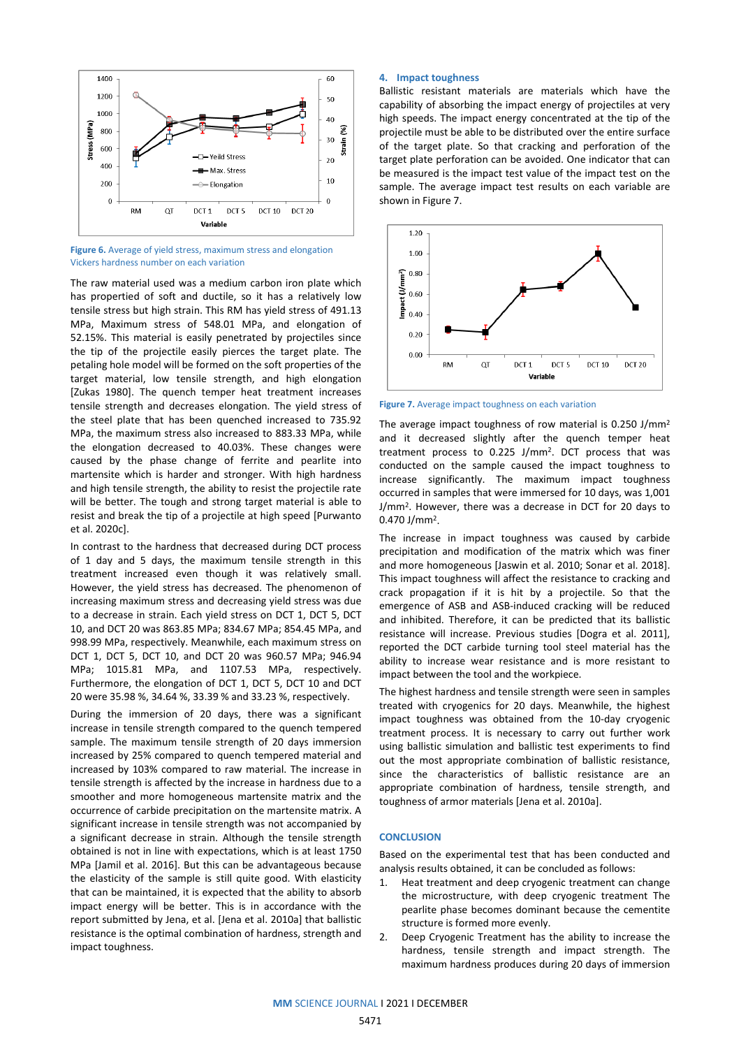Figure 6. Average of yield stress, maximum stress and elongation Vickers hardness number on each variation

The raw material used was a medium carbon iron plate which has propertied of soft and ductile, so it has a relatively low tensile stress but high strain. This RM has yield stress of 491.13 MPa, Maximum stress of 548.01 MPa, and elongation of 52.15%. This material is easily penetrated by projectiles since the tip of the projectile easily pierces the target plate. The petaling hole model will be formed on the soft properties of the target material, low tensile strength, and high elongation [Zukas 1980]. The quench temper heat treatment increases tensile strength and decreases elongation. The yield stress of the steel plate that has been quenched increased to 735.92 MPa, the maximum stress also increased to 883.33 MPa, while the elongation decreased to 40.03%. These changes were caused by the phase change of ferrite and pearlite into martensite which is harder and stronger. With high hardness and high tensile strength, the ability to resist the projectile rate will be better. The tough and strong target material is able to resist and break the tip of a projectile at high speed [Purwanto et al. 2020c].

In contrast to the hardness that decreased during DCT process of 1 day and 5 days, the maximum tensile strength in this treatment increased even though it was relatively small. However, the yield stress has decreased. The phenomenon of increasing maximum stress and decreasing yield stress was due to a decrease in strain. Each yield stress on DCT 1, DCT 5, DCT 10, and DCT 20 was 863.85 MPa; 834.67 MPa; 854.45 MPa, and 998.99 MPa, respectively. Meanwhile, each maximum stress on DCT 1, DCT 5, DCT 10, and DCT 20 was 960.57 MPa; 946.94 MPa; 1015.81 MPa, and 1107.53 MPa, respectively. Furthermore, the elongation of DCT 1, DCT 5, DCT 10 and DCT 20 were 35.98 %, 34.64 %, 33.39 % and 33.23 %, respectively.

During the immersion of 20 days, there was a significant increase in tensile strength compared to the quench tempered sample. The maximum tensile strength of 20 days immersion increased by 25% compared to quench tempered material and increased by 103% compared to raw material. The increase in tensile strength is affected by the increase in hardness due to a smoother and more homogeneous martensite matrix and the occurrence of carbide precipitation on the martensite matrix. A significant increase in tensile strength was not accompanied by a significant decrease in strain. Although the tensile strength obtained is not in line with expectations, which is at least 1750 MPa [Jamil et al. 2016]. But this can be advantageous because the elasticity of the sample is still quite good. With elasticity that can be maintained, it is expected that the ability to absorb impact energy will be better. This is in accordance with the report submitted by Jena, et al. [Jena et al. 2010a] that ballistic resistance is the optimal combination of hardness, strength and impact toughness.

## 4. Impact toughness

Ballistic resistant materials are materials which have the capability of absorbing the impact energy of projectiles at very high speeds. The impact energy concentrated at the tip of the projectile must be able to be distributed over the entire surface of the target plate. So that cracking and perforation of the target plate perforation can be avoided. One indicator that can be measured is the impact test value of the impact test on the sample. The average impact test results on each variable are shown in Figure 7.

Figure 7. Average impact toughness on each variation

The average impact toughness of row material is 0.250 J/mm² and it decreased slightly after the quench temper heat treatment process to 0.225 J/mm². DCT process that was conducted on the sample caused the impact toughness to increase significantly. The maximum impact toughness occurred in samples that were immersed for 10 days, was 1,001 J/mm². However, there was a decrease in DCT for 20 days to 0.470 J/mm².

The increase in impact toughness was caused by carbide precipitation and modification of the matrix which was finer and more homogeneous [Jaswin et al. 2010; Sonar et al. 2018]. This impact toughness will affect the resistance to cracking and crack propagation if it is hit by a projectile. So that the emergence of ASB and ASB-induced cracking will be reduced and inhibited. Therefore, it can be predicted that its ballistic resistance will increase. Previous studies [Dogra et al. 2011], reported the DCT carbide turning tool steel material has the ability to increase wear resistance and is more resistant to impact between the tool and the workpiece.

The highest hardness and tensile strength were seen in samples treated with cryogenics for 20 days. Meanwhile, the highest impact toughness was obtained from the 10-day cryogenic treatment process. It is necessary to carry out further work using ballistic simulation and ballistic test experiments to find out the most appropriate combination of ballistic resistance, since the characteristics of ballistic resistance are an appropriate combination of hardness, tensile strength, and toughness of armor materials [Jena et al. 2010a].

## CONCLUSION

Based on the experimental test that has been conducted and analysis results obtained, it can be concluded as follows:

1. Heat treatment and deep cryogenic treatment can change the microstructure, with deep cryogenic treatment The pearlite phase becomes dominant because the cementite structure is formed more evenly.
2. Deep Cryogenic Treatment has the ability to increase the hardness, tensile strength and impact strength. The maximum hardness produces during 20 days of immersion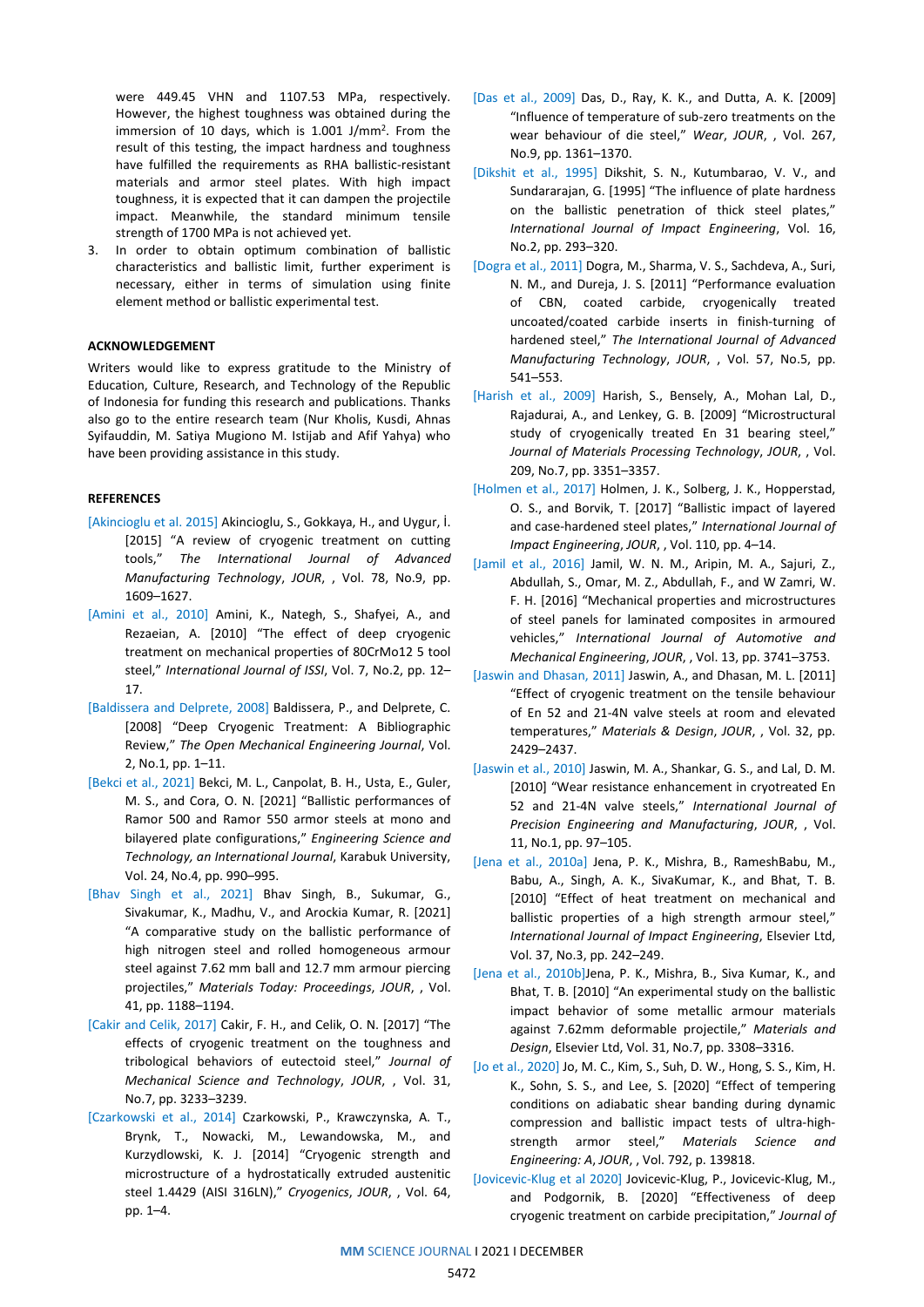were 449.45 VHN and 1107.53 MPa, respectively. However, the highest toughness was obtained during the immersion of 10 days, which is 1.001 J/mm$^2$. From the result of this testing, the impact hardness and toughness have fulfilled the requirements as RHA ballistic-resistant materials and armor steel plates. With high impact toughness, it is expected that it can dampen the projectile impact. Meanwhile, the standard minimum tensile strength of 1700 MPa is not achieved yet.

3. In order to obtain optimum combination of ballistic characteristics and ballistic limit, further experiment is necessary, either in terms of simulation using finite element method or ballistic experimental test.

## ACKNOWLEDGEMENT

Writers would like to express gratitude to the Ministry of Education, Culture, Research, and Technology of the Republic of Indonesia for funding this research and publications. Thanks also go to the entire research team (Nur Kholis, Kusdi, Ahnas Syifauddin, M. Satiya Mugiono M. Istijab and Afif Yahya) who have been providing assistance in this study.

## REFERENCES

[Akincioglu et al. 2015] Akincioglu, S., Gokkaya, H., and Uygur, İ. [2015] "A review of cryogenic treatment on cutting tools," *The International Journal of Advanced Manufacturing Technology*, *JOUR*, , Vol. 78, No.9, pp. 1609–1627.

[Amini et al., 2010] Amini, K., Nategh, S., Shafyei, A., and Rezaeian, A. [2010] "The effect of deep cryogenic treatment on mechanical properties of 80CrMo12 5 tool steel," *International Journal of ISSI*, Vol. 7, No.2, pp. 12–17.

[Baldissera and Delprete, 2008] Baldissera, P., and Delprete, C. [2008] "Deep Cryogenic Treatment: A Bibliographic Review," *The Open Mechanical Engineering Journal*, Vol. 2, No.1, pp. 1–11.

[Bekci et al., 2021] Bekci, M. L., Canpolat, B. H., Usta, E., Guler, M. S., and Cora, O. N. [2021] "Ballistic performances of Ramor 500 and Ramor 550 armor steels at mono and bilayered plate configurations," *Engineering Science and Technology, an International Journal*, Karabuk University, Vol. 24, No.4, pp. 990–995.

[Bhav Singh et al., 2021] Bhav Singh, B., Sukumar, G., Sivakumar, K., Madhu, V., and Arockia Kumar, R. [2021] "A comparative study on the ballistic performance of high nitrogen steel and rolled homogeneous armour steel against 7.62 mm ball and 12.7 mm armour piercing projectiles," *Materials Today: Proceedings*, *JOUR*, , Vol. 41, pp. 1188–1194.

[Cakir and Celik, 2017] Cakir, F. H., and Celik, O. N. [2017] "The effects of cryogenic treatment on the toughness and tribological behaviors of eutectoid steel," *Journal of Mechanical Science and Technology*, *JOUR*, , Vol. 31, No.7, pp. 3233–3239.

[Czarkowski et al., 2014] Czarkowski, P., Krawczynska, A. T., Brynk, T., Nowacki, M., Lewandowska, M., and Kurzydlowski, K. J. [2014] "Cryogenic strength and microstructure of a hydrostatically extruded austenitic steel 1.4429 (AISI 316LN)," *Cryogenics*, *JOUR*, , Vol. 64, pp. 1–4.

[Das et al., 2009] Das, D., Ray, K. K., and Dutta, A. K. [2009] "Influence of temperature of sub-zero treatments on the wear behaviour of die steel," *Wear*, *JOUR*, , Vol. 267, No.9, pp. 1361–1370.

[Dikshit et al., 1995] Dikshit, S. N., Kutumbarao, V. V., and Sundararajan, G. [1995] "The influence of plate hardness on the ballistic penetration of thick steel plates," *International Journal of Impact Engineering*, Vol. 16, No.2, pp. 293–320.

[Dogra et al., 2011] Dogra, M., Sharma, V. S., Sachdeva, A., Suri, N. M., and Dureja, J. S. [2011] "Performance evaluation of CBN, coated carbide, cryogenically treated uncoated/coated carbide inserts in finish-turning of hardened steel," *The International Journal of Advanced Manufacturing Technology*, *JOUR*, , Vol. 57, No.5, pp. 541–553.

[Harish et al., 2009] Harish, S., Bensely, A., Mohan Lal, D., Rajadurai, A., and Lenkey, G. B. [2009] "Microstructural study of cryogenically treated En 31 bearing steel," *Journal of Materials Processing Technology*, *JOUR*, , Vol. 209, No.7, pp. 3351–3357.

[Holmen et al., 2017] Holmen, J. K., Solberg, J. K., Hopperstad, O. S., and Borvik, T. [2017] "Ballistic impact of layered and case-hardened steel plates," *International Journal of Impact Engineering*, *JOUR*, , Vol. 110, pp. 4–14.

[Jamil et al., 2016] Jamil, W. N. M., Aripin, M. A., Sajuri, Z., Abdullah, S., Omar, M. Z., Abdullah, F., and W Zamri, W. F. H. [2016] "Mechanical properties and microstructures of steel panels for laminated composites in armoured vehicles," *International Journal of Automotive and Mechanical Engineering*, *JOUR*, , Vol. 13, pp. 3741–3753.

[Jaswin and Dhasan, 2011] Jaswin, A., and Dhasan, M. L. [2011] "Effect of cryogenic treatment on the tensile behaviour of En 52 and 21-4N valve steels at room and elevated temperatures," *Materials & Design*, *JOUR*, , Vol. 32, pp. 2429–2437.

[Jaswin et al., 2010] Jaswin, M. A., Shankar, G. S., and Lal, D. M. [2010] "Wear resistance enhancement in cryotreated En 52 and 21-4N valve steels," *International Journal of Precision Engineering and Manufacturing*, *JOUR*, , Vol. 11, No.1, pp. 97–105.

[Jena et al., 2010a] Jena, P. K., Mishra, B., RameshBabu, M., Babu, A., Singh, A. K., SivaKumar, K., and Bhat, T. B. [2010] "Effect of heat treatment on mechanical and ballistic properties of a high strength armour steel," *International Journal of Impact Engineering*, Elsevier Ltd, Vol. 37, No.3, pp. 242–249.

[Jena et al., 2010b] Jena, P. K., Mishra, B., Siva Kumar, K., and Bhat, T. B. [2010] "An experimental study on the ballistic impact behavior of some metallic armour materials against 7.62mm deformable projectile," *Materials and Design*, Elsevier Ltd, Vol. 31, No.7, pp. 3308–3316.

[Jo et al., 2020] Jo, M. C., Kim, S., Suh, D. W., Hong, S. S., Kim, H. K., Sohn, S. S., and Lee, S. [2020] "Effect of tempering conditions on adiabatic shear banding during dynamic compression and ballistic impact tests of ultra-high-strength armor steel," *Materials Science and Engineering: A*, *JOUR*, , Vol. 792, p. 139818.

[Jovicevic-Klug et al 2020] Jovicevic-Klug, P., Jovicevic-Klug, M., and Podgornik, B. [2020] "Effectiveness of deep cryogenic treatment on carbide precipitation," *Journal of*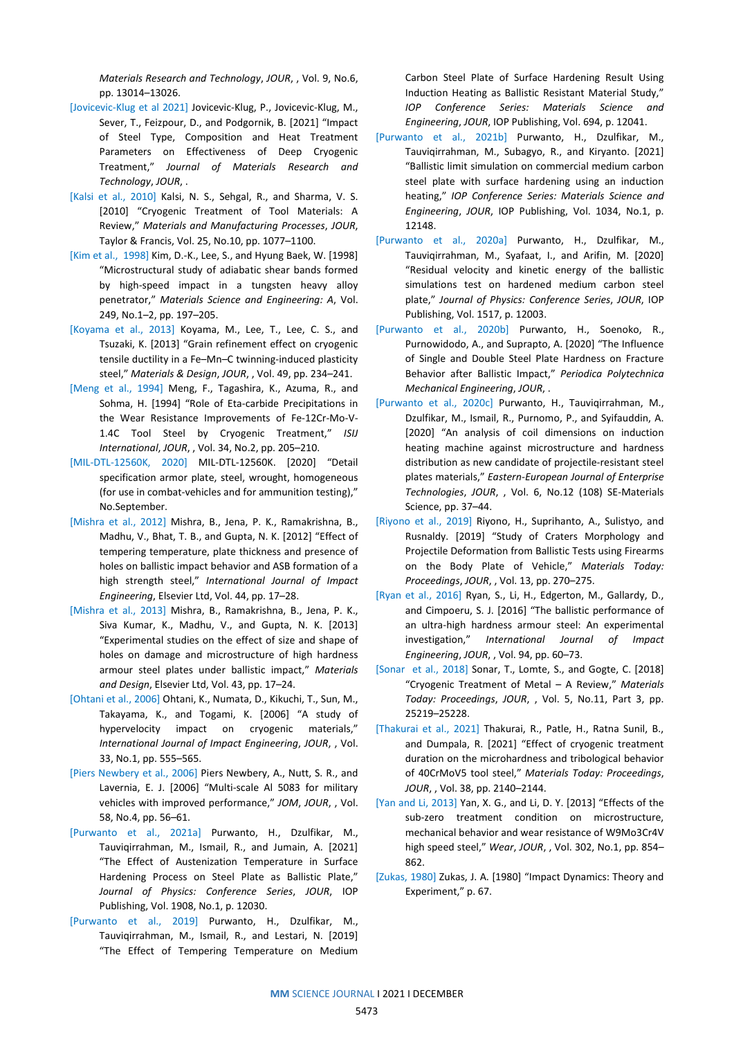*Materials Research and Technology*, *JOUR*, , Vol. 9, No.6, pp. 13014–13026.

[Jovicevic-Klug et al 2021] Jovicevic-Klug, P., Jovicevic-Klug, M., Sever, T., Feizpour, D., and Podgornik, B. [2021] "Impact of Steel Type, Composition and Heat Treatment Parameters on Effectiveness of Deep Cryogenic Treatment," *Journal of Materials Research and Technology*, *JOUR*, .

[Kalsi et al., 2010] Kalsi, N. S., Sehgal, R., and Sharma, V. S. [2010] "Cryogenic Treatment of Tool Materials: A Review," *Materials and Manufacturing Processes*, *JOUR*, Taylor & Francis, Vol. 25, No.10, pp. 1077–1100.

[Kim et al., 1998] Kim, D.-K., Lee, S., and Hyung Baek, W. [1998] "Microstructural study of adiabatic shear bands formed by high-speed impact in a tungsten heavy alloy penetrator," *Materials Science and Engineering: A*, Vol. 249, No.1–2, pp. 197–205.

[Koyama et al., 2013] Koyama, M., Lee, T., Lee, C. S., and Tsuzaki, K. [2013] "Grain refinement effect on cryogenic tensile ductility in a Fe–Mn–C twinning-induced plasticity steel," *Materials & Design*, *JOUR*, , Vol. 49, pp. 234–241.

[Meng et al., 1994] Meng, F., Tagashira, K., Azuma, R., and Sohma, H. [1994] "Role of Eta-carbide Precipitations in the Wear Resistance Improvements of Fe-12Cr-Mo-V-1.4C Tool Steel by Cryogenic Treatment," *ISIJ International*, *JOUR*, , Vol. 34, No.2, pp. 205–210.

[MIL-DTL-12560K, 2020] MIL-DTL-12560K. [2020] "Detail specification armor plate, steel, wrought, homogeneous (for use in combat-vehicles and for ammunition testing)," No.September.

[Mishra et al., 2012] Mishra, B., Jena, P. K., Ramakrishna, B., Madhu, V., Bhat, T. B., and Gupta, N. K. [2012] "Effect of tempering temperature, plate thickness and presence of holes on ballistic impact behavior and ASB formation of a high strength steel," *International Journal of Impact Engineering*, Elsevier Ltd, Vol. 44, pp. 17–28.

[Mishra et al., 2013] Mishra, B., Ramakrishna, B., Jena, P. K., Siva Kumar, K., Madhu, V., and Gupta, N. K. [2013] "Experimental studies on the effect of size and shape of holes on damage and microstructure of high hardness armour steel plates under ballistic impact," *Materials and Design*, Elsevier Ltd, Vol. 43, pp. 17–24.

[Ohtani et al., 2006] Ohtani, K., Numata, D., Kikuchi, T., Sun, M., Takayama, K., and Togami, K. [2006] "A study of hypervelocity impact on cryogenic materials," *International Journal of Impact Engineering*, *JOUR*, , Vol. 33, No.1, pp. 555–565.

[Piers Newbery et al., 2006] Piers Newbery, A., Nutt, S. R., and Lavernia, E. J. [2006] "Multi-scale Al 5083 for military vehicles with improved performance," *JOM*, *JOUR*, , Vol. 58, No.4, pp. 56–61.

[Purwanto et al., 2021a] Purwanto, H., Dzulfikar, M., Tauviqirrahman, M., Ismail, R., and Jumain, A. [2021] "The Effect of Austenization Temperature in Surface Hardening Process on Steel Plate as Ballistic Plate," *Journal of Physics: Conference Series*, *JOUR*, IOP Publishing, Vol. 1908, No.1, p. 12030.

[Purwanto et al., 2019] Purwanto, H., Dzulfikar, M., Tauviqirrahman, M., Ismail, R., and Lestari, N. [2019] "The Effect of Tempering Temperature on Medium Carbon Steel Plate of Surface Hardening Result Using Induction Heating as Ballistic Resistant Material Study," *IOP Conference Series: Materials Science and Engineering*, *JOUR*, IOP Publishing, Vol. 694, p. 12041.

[Purwanto et al., 2021b] Purwanto, H., Dzulfikar, M., Tauviqirrahman, M., Subagyo, R., and Kiryanto. [2021] "Ballistic limit simulation on commercial medium carbon steel plate with surface hardening using an induction heating," *IOP Conference Series: Materials Science and Engineering*, *JOUR*, IOP Publishing, Vol. 1034, No.1, p. 12148.

[Purwanto et al., 2020a] Purwanto, H., Dzulfikar, M., Tauviqirrahman, M., Syafaat, I., and Arifin, M. [2020] "Residual velocity and kinetic energy of the ballistic simulations test on hardened medium carbon steel plate," *Journal of Physics: Conference Series*, *JOUR*, IOP Publishing, Vol. 1517, p. 12003.

[Purwanto et al., 2020b] Purwanto, H., Soenoko, R., Purnowidodo, A., and Suprapto, A. [2020] "The Influence of Single and Double Steel Plate Hardness on Fracture Behavior after Ballistic Impact," *Periodica Polytechnica Mechanical Engineering*, *JOUR*, .

[Purwanto et al., 2020c] Purwanto, H., Tauviqirrahman, M., Dzulfikar, M., Ismail, R., Purnomo, P., and Syifauddin, A. [2020] "An analysis of coil dimensions on induction heating machine against microstructure and hardness distribution as new candidate of projectile-resistant steel plates materials," *Eastern-European Journal of Enterprise Technologies*, *JOUR*, , Vol. 6, No.12 (108) SE-Materials Science, pp. 37–44.

[Riyono et al., 2019] Riyono, H., Suprihanto, A., Sulistyo, and Rusnaldy. [2019] "Study of Craters Morphology and Projectile Deformation from Ballistic Tests using Firearms on the Body Plate of Vehicle," *Materials Today: Proceedings*, *JOUR*, , Vol. 13, pp. 270–275.

[Ryan et al., 2016] Ryan, S., Li, H., Edgerton, M., Gallardy, D., and Cimpoeru, S. J. [2016] "The ballistic performance of an ultra-high hardness armour steel: An experimental investigation," *International Journal of Impact Engineering*, *JOUR*, , Vol. 94, pp. 60–73.

[Sonar et al., 2018] Sonar, T., Lomte, S., and Gogte, C. [2018] "Cryogenic Treatment of Metal – A Review," *Materials Today: Proceedings*, *JOUR*, , Vol. 5, No.11, Part 3, pp. 25219–25228.

[Thakurai et al., 2021] Thakurai, R., Patle, H., Ratna Sunil, B., and Dumpala, R. [2021] "Effect of cryogenic treatment duration on the microhardness and tribological behavior of 40CrMoV5 tool steel," *Materials Today: Proceedings*, *JOUR*, , Vol. 38, pp. 2140–2144.

[Yan and Li, 2013] Yan, X. G., and Li, D. Y. [2013] "Effects of the sub-zero treatment condition on microstructure, mechanical behavior and wear resistance of W9Mo3Cr4V high speed steel," *Wear*, *JOUR*, , Vol. 302, No.1, pp. 854–862.

[Zukas, 1980] Zukas, J. A. [1980] "Impact Dynamics: Theory and Experiment," p. 67.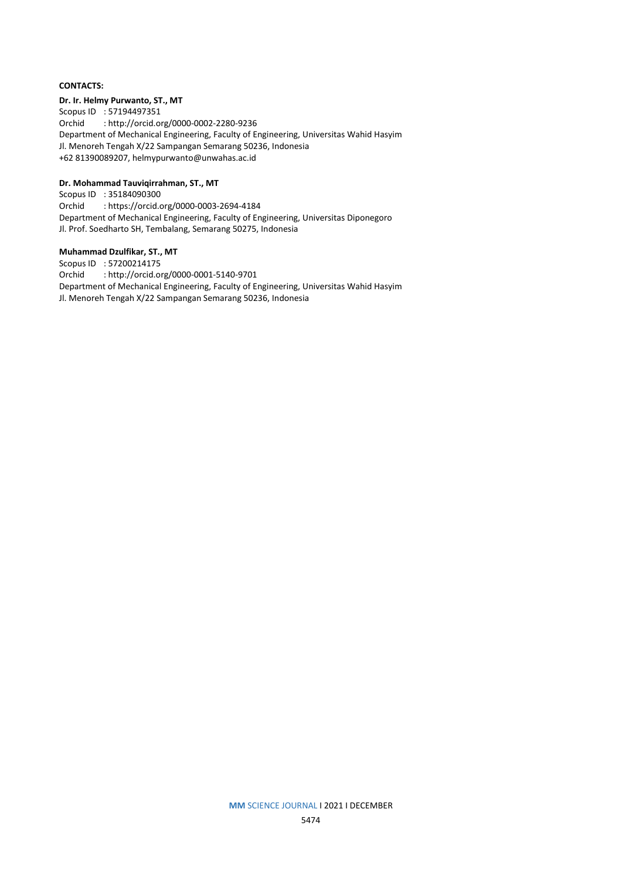**CONTACTS:**

**Dr. Ir. Helmy Purwanto, ST., MT**

Scopus ID : 57194497351
Orchid : http://orcid.org/0000-0002-2280-9236
Department of Mechanical Engineering, Faculty of Engineering, Universitas Wahid Hasyim
Jl. Menoreh Tengah X/22 Sampangan Semarang 50236, Indonesia
+62 81390089207, helmypurwanto@unwahas.ac.id

**Dr. Mohammad Tauviqirrahman, ST., MT**

Scopus ID : 35184090300
Orchid : https://orcid.org/0000-0003-2694-4184
Department of Mechanical Engineering, Faculty of Engineering, Universitas Diponegoro
Jl. Prof. Soedharto SH, Tembalang, Semarang 50275, Indonesia

**Muhammad Dzulfikar, ST., MT**

Scopus ID : 57200214175
Orchid : http://orcid.org/0000-0001-5140-9701
Department of Mechanical Engineering, Faculty of Engineering, Universitas Wahid Hasyim
Jl. Menoreh Tengah X/22 Sampangan Semarang 50236, Indonesia